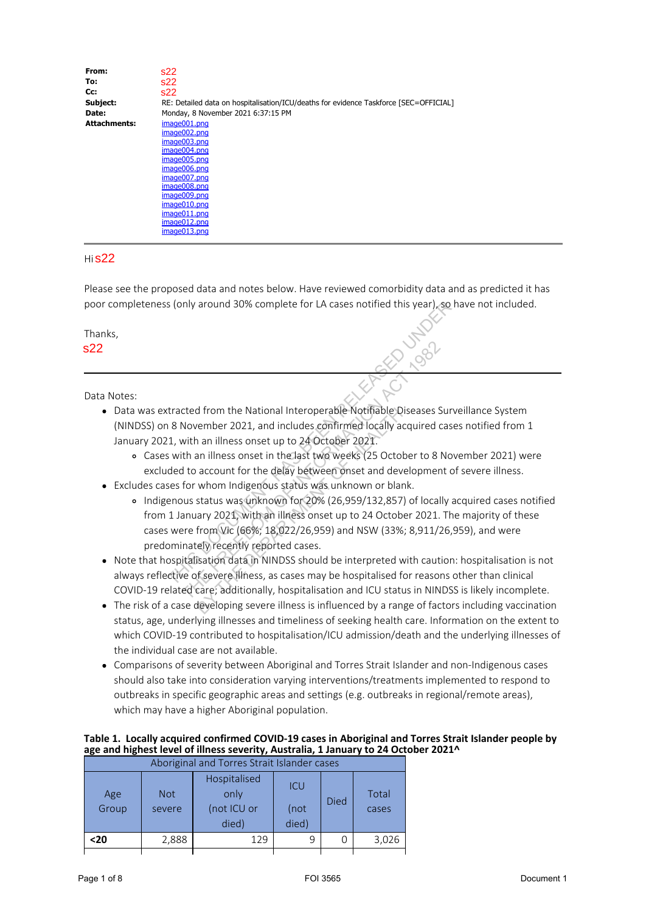| | |
|---|---|
| **From:** | s22 |
| **To:** | s22 |
| **Cc:** | s22 |
| **Subject:** | RE: Detailed data on hospitalisation/ICU/deaths for evidence Taskforce [SEC=OFFICIAL] |
| **Date:** | Monday, 8 November 2021 6:37:15 PM |
| **Attachments:** | image001.png<br>image002.png<br>image003.png<br>image004.png<br>image005.png<br>image006.png<br>image007.png<br>image008.png<br>image009.png<br>image010.png<br>image011.png<br>image012.png<br>image013.png |

Hi s22

Please see the proposed data and notes below. Have reviewed comorbidity data and as predicted it has poor completeness (only around 30% complete for LA cases notified this year), so have not included.

Thanks,

s22

---

Data Notes:

- Data was extracted from the National Interoperable Notifiable Diseases Surveillance System (NINDSS) on 8 November 2021, and includes confirmed locally acquired cases notified from 1 January 2021, with an illness onset up to 24 October 2021.
  - Cases with an illness onset in the last two weeks (25 October to 8 November 2021) were excluded to account for the delay between onset and development of severe illness.
- Excludes cases for whom Indigenous status was unknown or blank.
  - Indigenous status was unknown for 20% (26,959/132,857) of locally acquired cases notified from 1 January 2021, with an illness onset up to 24 October 2021. The majority of these cases were from Vic (66%; 18,022/26,959) and NSW (33%; 8,911/26,959), and were predominately recently reported cases.
- Note that hospitalisation data in NINDSS should be interpreted with caution: hospitalisation is not always reflective of severe illness, as cases may be hospitalised for reasons other than clinical COVID-19 related care; additionally, hospitalisation and ICU status in NINDSS is likely incomplete.
- The risk of a case developing severe illness is influenced by a range of factors including vaccination status, age, underlying illnesses and timeliness of seeking health care. Information on the extent to which COVID-19 contributed to hospitalisation/ICU admission/death and the underlying illnesses of the individual case are not available.
- Comparisons of severity between Aboriginal and Torres Strait Islander and non-Indigenous cases should also take into consideration varying interventions/treatments implemented to respond to outbreaks in specific geographic areas and settings (e.g. outbreaks in regional/remote areas), which may have a higher Aboriginal population.

**Table 1. Locally acquired confirmed COVID-19 cases in Aboriginal and Torres Strait Islander people by age and highest level of illness severity, Australia, 1 January to 24 October 2021^**

| Aboriginal and Torres Strait Islander cases | | | | | |
|---|---|---|---|---|---|
| Age Group | Not severe | Hospitalised only (not ICU or died) | ICU (not died) | Died | Total cases |
| **<20** | 2,888 | 129 | 9 | 0 | 3,026 |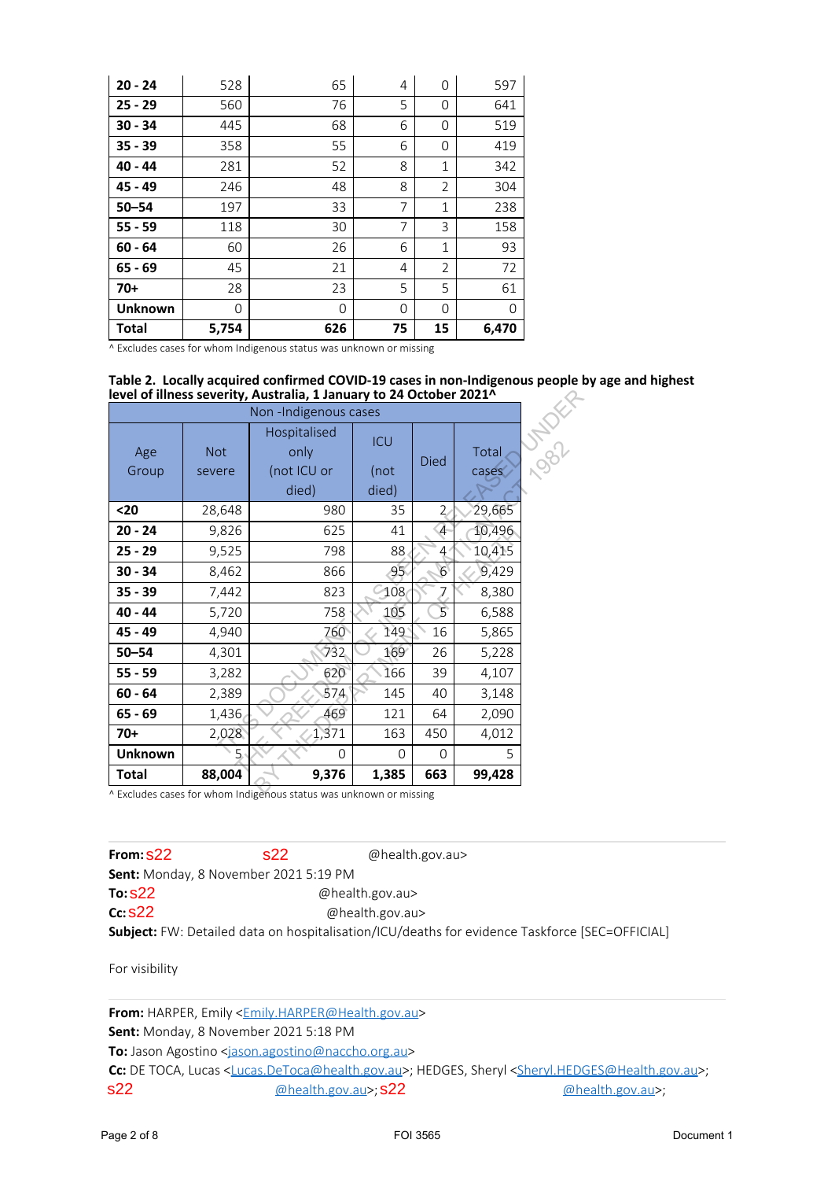| | | | | | |
|---|---|---|---|---|---|
| **20 - 24** | 528 | 65 | 4 | 0 | 597 |
| **25 - 29** | 560 | 76 | 5 | 0 | 641 |
| **30 - 34** | 445 | 68 | 6 | 0 | 519 |
| **35 - 39** | 358 | 55 | 6 | 0 | 419 |
| **40 - 44** | 281 | 52 | 8 | 1 | 342 |
| **45 - 49** | 246 | 48 | 8 | 2 | 304 |
| **50–54** | 197 | 33 | 7 | 1 | 238 |
| **55 - 59** | 118 | 30 | 7 | 3 | 158 |
| **60 - 64** | 60 | 26 | 6 | 1 | 93 |
| **65 - 69** | 45 | 21 | 4 | 2 | 72 |
| **70+** | 28 | 23 | 5 | 5 | 61 |
| **Unknown** | 0 | 0 | 0 | 0 | 0 |
| **Total** | **5,754** | **626** | **75** | **15** | **6,470** |

^ Excludes cases for whom Indigenous status was unknown or missing

**Table 2. Locally acquired confirmed COVID-19 cases in non-Indigenous people by age and highest level of illness severity, Australia, 1 January to 24 October 2021^**

| Non -Indigenous cases | | | | | |
|---|---|---|---|---|---|
| Age Group | Not severe | Hospitalised only (not ICU or died) | ICU (not died) | Died | Total cases |
| **<20** | 28,648 | 980 | 35 | 2 | 29,665 |
| **20 - 24** | 9,826 | 625 | 41 | 4 | 10,496 |
| **25 - 29** | 9,525 | 798 | 88 | 4 | 10,415 |
| **30 - 34** | 8,462 | 866 | 95 | 6 | 9,429 |
| **35 - 39** | 7,442 | 823 | 108 | 7 | 8,380 |
| **40 - 44** | 5,720 | 758 | 105 | 5 | 6,588 |
| **45 - 49** | 4,940 | 760 | 149 | 16 | 5,865 |
| **50–54** | 4,301 | 732 | 169 | 26 | 5,228 |
| **55 - 59** | 3,282 | 620 | 166 | 39 | 4,107 |
| **60 - 64** | 2,389 | 574 | 145 | 40 | 3,148 |
| **65 - 69** | 1,436 | 469 | 121 | 64 | 2,090 |
| **70+** | 2,028 | 1,371 | 163 | 450 | 4,012 |
| **Unknown** | 5 | 0 | 0 | 0 | 5 |
| **Total** | **88,004** | **9,376** | **1,385** | **663** | **99,428** |

^ Excludes cases for whom Indigenous status was unknown or missing

**From:** s22 s22 @health.gov.au>
**Sent:** Monday, 8 November 2021 5:19 PM
**To:** s22 @health.gov.au>
**Cc:** s22 @health.gov.au>
**Subject:** FW: Detailed data on hospitalisation/ICU/deaths for evidence Taskforce [SEC=OFFICIAL]

For visibility

**From:** HARPER, Emily <Emily.HARPER@Health.gov.au>
**Sent:** Monday, 8 November 2021 5:18 PM
**To:** Jason Agostino <jason.agostino@naccho.org.au>
**Cc:** DE TOCA, Lucas <Lucas.DeToca@health.gov.au>; HEDGES, Sheryl <Sheryl.HEDGES@Health.gov.au>; s22 @health.gov.au>; s22 @health.gov.au>;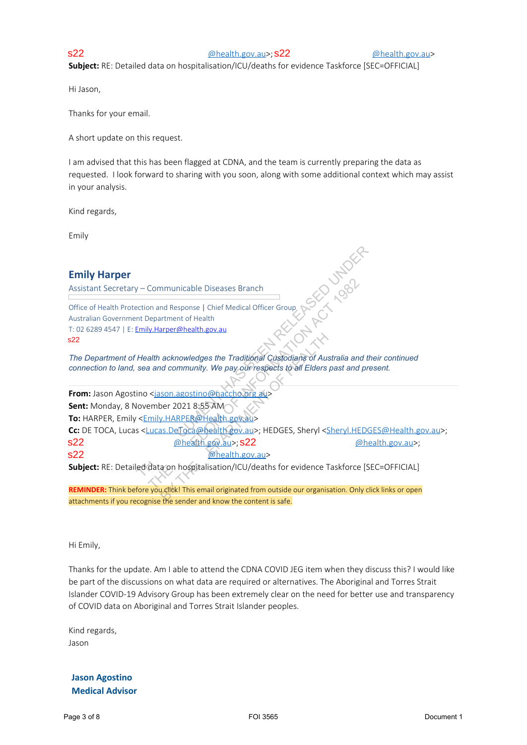s22 @health.gov.au>; s22 @health.gov.au>
**Subject:** RE: Detailed data on hospitalisation/ICU/deaths for evidence Taskforce [SEC=OFFICIAL]

Hi Jason,

Thanks for your email.

A short update on this request.

I am advised that this has been flagged at CDNA, and the team is currently preparing the data as requested. I look forward to sharing with you soon, along with some additional context which may assist in your analysis.

Kind regards,

Emily

**Emily Harper**
Assistant Secretary – Communicable Diseases Branch

Office of Health Protection and Response | Chief Medical Officer Group
Australian Government Department of Health
T: 02 6289 4547 | E: Emily.Harper@health.gov.au
s22

*The Department of Health acknowledges the Traditional Custodians of Australia and their continued connection to land, sea and community. We pay our respects to all Elders past and present.*

---

**From:** Jason Agostino <jason.agostino@naccho.org.au>
**Sent:** Monday, 8 November 2021 8:55 AM
**To:** HARPER, Emily <Emily.HARPER@Health.gov.au>
**Cc:** DE TOCA, Lucas <Lucas.DeToca@health.gov.au>; HEDGES, Sheryl <Sheryl.HEDGES@Health.gov.au>; s22 @health.gov.au>; s22 @health.gov.au>; s22 @health.gov.au>
**Subject:** RE: Detailed data on hospitalisation/ICU/deaths for evidence Taskforce [SEC=OFFICIAL]

**REMINDER:** Think before you click! This email originated from outside our organisation. Only click links or open attachments if you recognise the sender and know the content is safe.

Hi Emily,

Thanks for the update. Am I able to attend the CDNA COVID JEG item when they discuss this? I would like be part of the discussions on what data are required or alternatives. The Aboriginal and Torres Strait Islander COVID-19 Advisory Group has been extremely clear on the need for better use and transparency of COVID data on Aboriginal and Torres Strait Islander peoples.

Kind regards,
Jason

**Jason Agostino**
**Medical Advisor**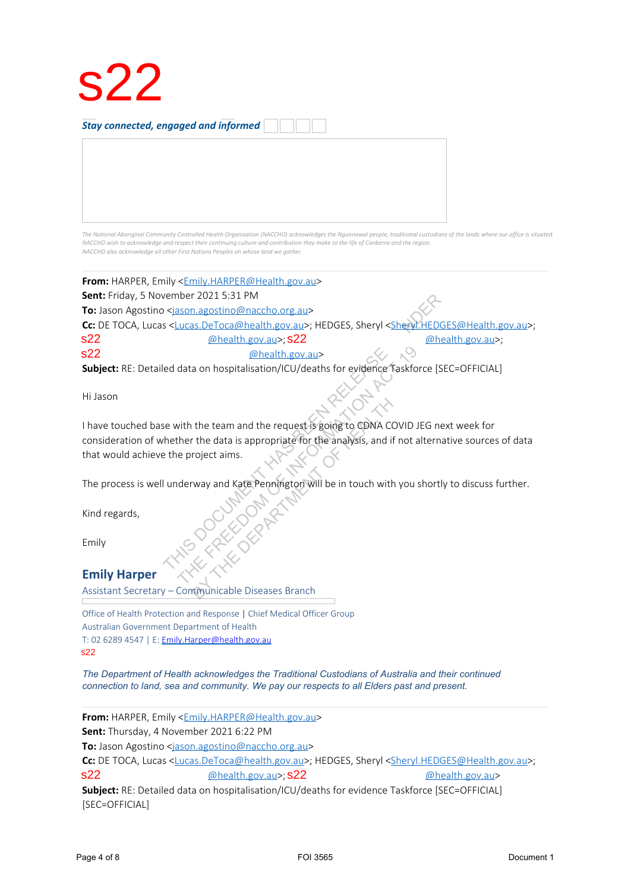# s22

***Stay connected, engaged and informed***

*The National Aboriginal Community Controlled Health Organisation (NACCHO) acknowledges the Ngunnawal people, traditional custodians of the lands where our office is situated. NACCHO wish to acknowledge and respect their continuing culture and contribution they make to the life of Canberra and the region. NACCHO also acknowledge all other First Nations Peoples on whose land we gather.*

---

**From:** HARPER, Emily <Emily.HARPER@Health.gov.au>
**Sent:** Friday, 5 November 2021 5:31 PM
**To:** Jason Agostino <jason.agostino@naccho.org.au>
**Cc:** DE TOCA, Lucas <Lucas.DeToca@health.gov.au>; HEDGES, Sheryl <Sheryl.HEDGES@Health.gov.au>; s22 @health.gov.au>; s22 @health.gov.au>; s22 @health.gov.au>
**Subject:** RE: Detailed data on hospitalisation/ICU/deaths for evidence Taskforce [SEC=OFFICIAL]

Hi Jason

I have touched base with the team and the request is going to CDNA COVID JEG next week for consideration of whether the data is appropriate for the analysis, and if not alternative sources of data that would achieve the project aims.

The process is well underway and Kate Pennington will be in touch with you shortly to discuss further.

Kind regards,

Emily

**Emily Harper**
Assistant Secretary – Communicable Diseases Branch

Office of Health Protection and Response | Chief Medical Officer Group
Australian Government Department of Health
T: 02 6289 4547 | E: Emily.Harper@health.gov.au
s22

*The Department of Health acknowledges the Traditional Custodians of Australia and their continued connection to land, sea and community. We pay our respects to all Elders past and present.*

---

**From:** HARPER, Emily <Emily.HARPER@Health.gov.au>
**Sent:** Thursday, 4 November 2021 6:22 PM
**To:** Jason Agostino <jason.agostino@naccho.org.au>
**Cc:** DE TOCA, Lucas <Lucas.DeToca@health.gov.au>; HEDGES, Sheryl <Sheryl.HEDGES@Health.gov.au>; s22 @health.gov.au>; s22 @health.gov.au>
**Subject:** RE: Detailed data on hospitalisation/ICU/deaths for evidence Taskforce [SEC=OFFICIAL] [SEC=OFFICIAL]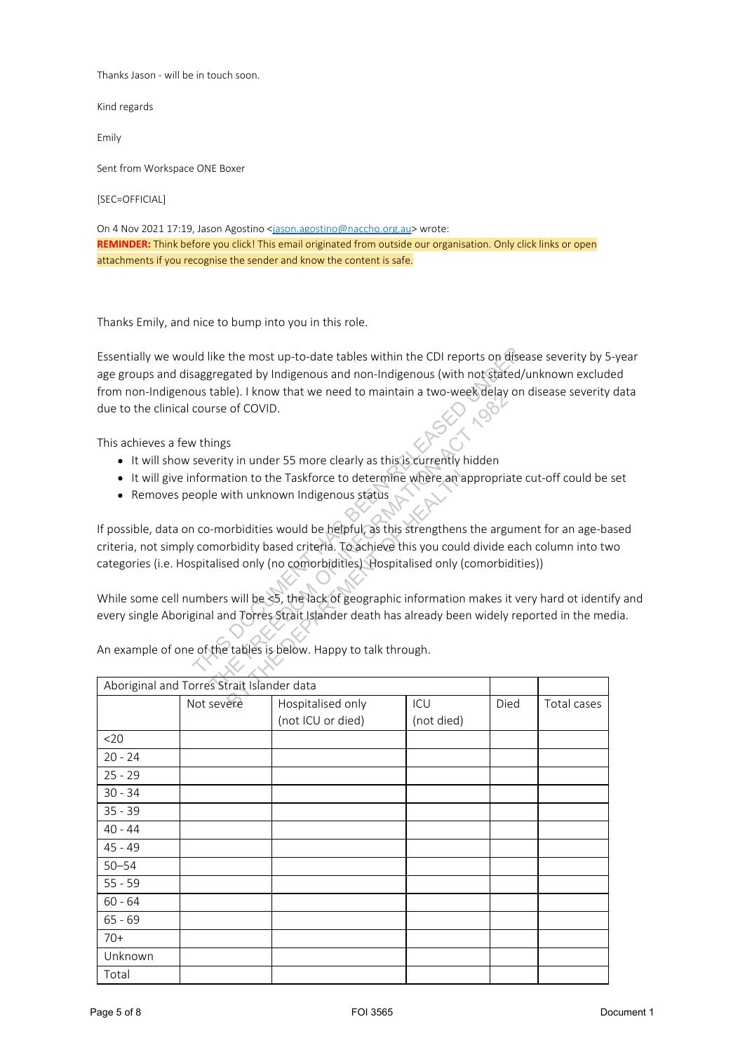Thanks Jason - will be in touch soon.

Kind regards

Emily

Sent from Workspace ONE Boxer

[SEC=OFFICIAL]

On 4 Nov 2021 17:19, Jason Agostino <jason.agostino@naccho.org.au> wrote:

**REMINDER:** Think before you click! This email originated from outside our organisation. Only click links or open attachments if you recognise the sender and know the content is safe.

Thanks Emily, and nice to bump into you in this role.

Essentially we would like the most up-to-date tables within the CDI reports on disease severity by 5-year age groups and disaggregated by Indigenous and non-Indigenous (with not stated/unknown excluded from non-Indigenous table). I know that we need to maintain a two-week delay on disease severity data due to the clinical course of COVID.

This achieves a few things

- It will show severity in under 55 more clearly as this is currently hidden
- It will give information to the Taskforce to determine where an appropriate cut-off could be set
- Removes people with unknown Indigenous status

If possible, data on co-morbidities would be helpful, as this strengthens the argument for an age-based criteria, not simply comorbidity based criteria. To achieve this you could divide each column into two categories (i.e. Hospitalised only (no comorbidities) Hospitalised only (comorbidities))

While some cell numbers will be <5, the lack of geographic information makes it very hard ot identify and every single Aboriginal and Torres Strait Islander death has already been widely reported in the media.

An example of one of the tables is below. Happy to talk through.

| Aboriginal and Torres Strait Islander data | | | | | |
|---|---|---|---|---|---|
| | Not severe | Hospitalised only (not ICU or died) | ICU (not died) | Died | Total cases |
| <20 | | | | | |
| 20 - 24 | | | | | |
| 25 - 29 | | | | | |
| 30 - 34 | | | | | |
| 35 - 39 | | | | | |
| 40 - 44 | | | | | |
| 45 - 49 | | | | | |
| 50–54 | | | | | |
| 55 - 59 | | | | | |
| 60 - 64 | | | | | |
| 65 - 69 | | | | | |
| 70+ | | | | | |
| Unknown | | | | | |
| Total | | | | | |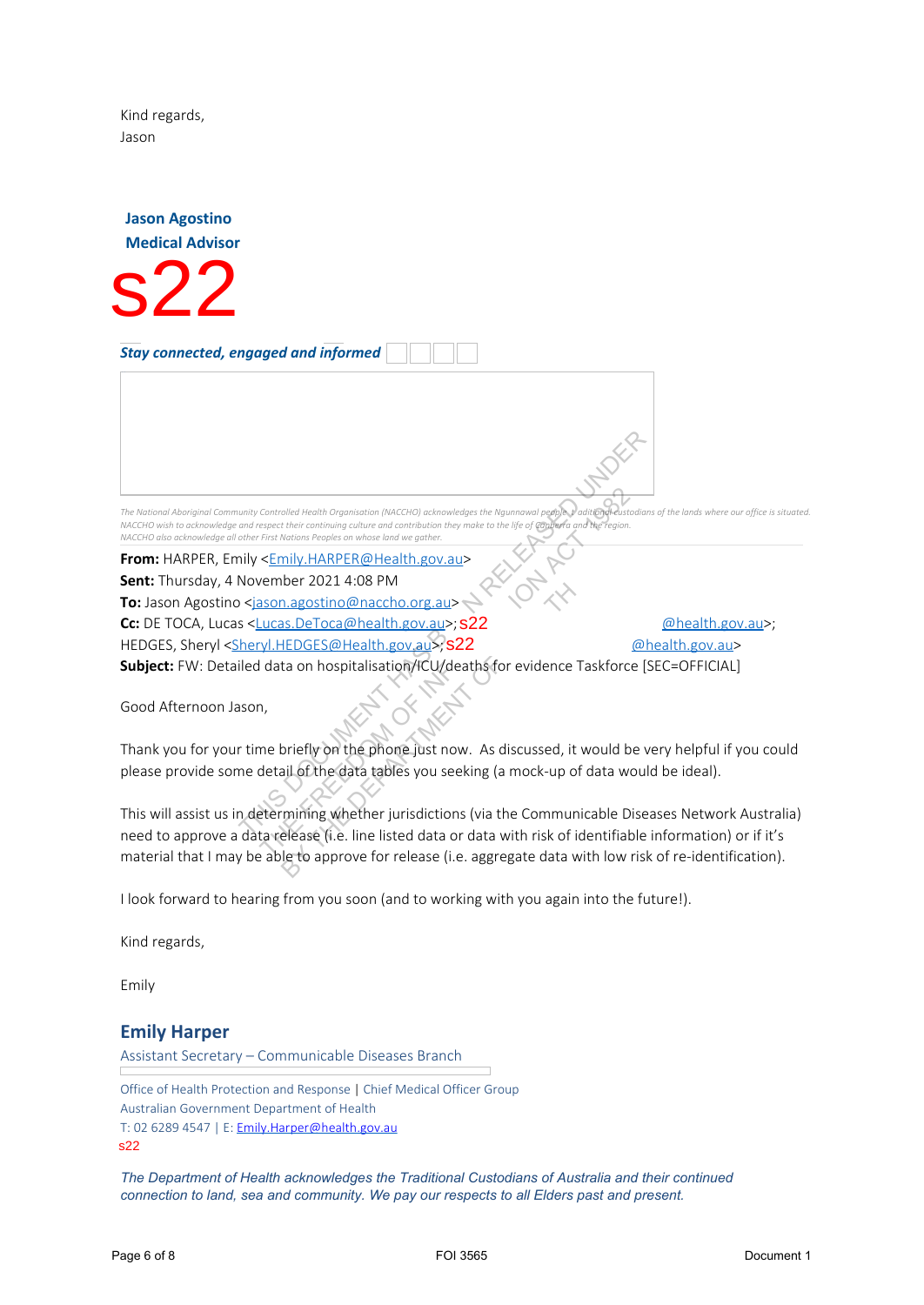Kind regards,
Jason

**Jason Agostino**
**Medical Advisor**

s22

***Stay connected, engaged and informed***

*The National Aboriginal Community Controlled Health Organisation (NACCHO) acknowledges the Ngunnawal people as traditional custodians of the lands where our office is situated. NACCHO wish to acknowledge and respect their continuing culture and contribution they make to the life of Canberra and the region. NACCHO also acknowledge all other First Nations Peoples on whose land we gather.*

**From:** HARPER, Emily <Emily.HARPER@Health.gov.au>
**Sent:** Thursday, 4 November 2021 4:08 PM
**To:** Jason Agostino <jason.agostino@naccho.org.au>
**Cc:** DE TOCA, Lucas <Lucas.DeToca@health.gov.au>; s22 @health.gov.au>; HEDGES, Sheryl <Sheryl.HEDGES@Health.gov.au>; s22 @health.gov.au>
**Subject:** FW: Detailed data on hospitalisation/ICU/deaths for evidence Taskforce [SEC=OFFICIAL]

Good Afternoon Jason,

Thank you for your time briefly on the phone just now. As discussed, it would be very helpful if you could please provide some detail of the data tables you seeking (a mock-up of data would be ideal).

This will assist us in determining whether jurisdictions (via the Communicable Diseases Network Australia) need to approve a data release (i.e. line listed data or data with risk of identifiable information) or if it's material that I may be able to approve for release (i.e. aggregate data with low risk of re-identification).

I look forward to hearing from you soon (and to working with you again into the future!).

Kind regards,

Emily

**Emily Harper**
Assistant Secretary – Communicable Diseases Branch

Office of Health Protection and Response | Chief Medical Officer Group
Australian Government Department of Health
T: 02 6289 4547 | E: Emily.Harper@health.gov.au
s22

*The Department of Health acknowledges the Traditional Custodians of Australia and their continued connection to land, sea and community. We pay our respects to all Elders past and present.*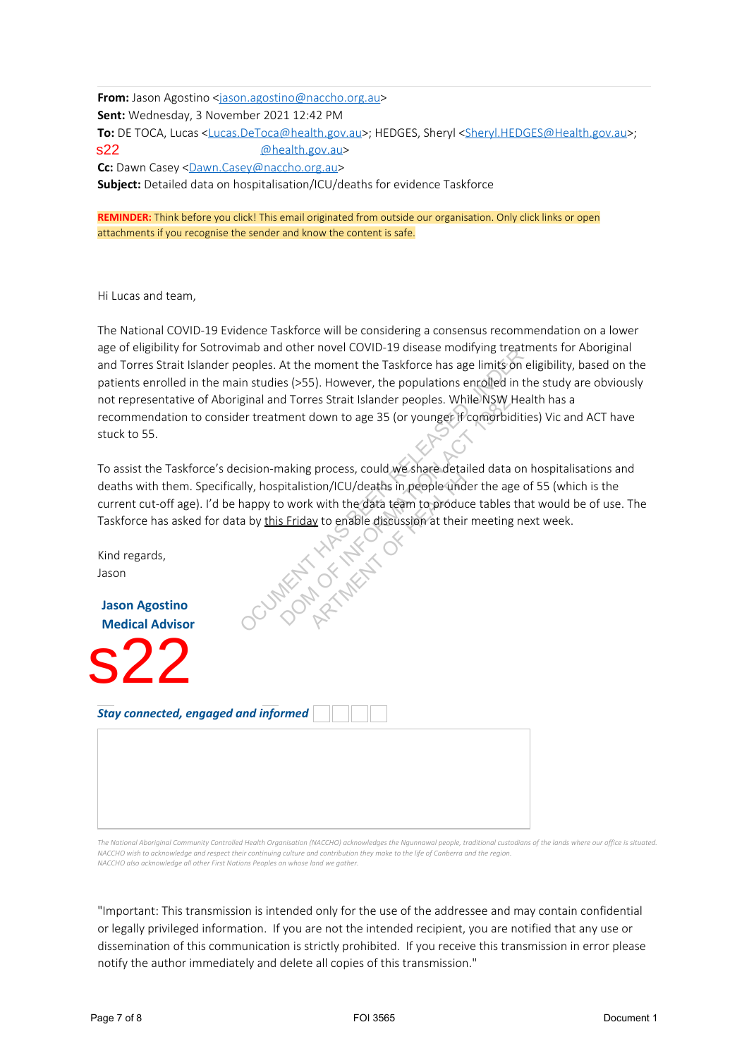**From:** Jason Agostino <jason.agostino@naccho.org.au>
**Sent:** Wednesday, 3 November 2021 12:42 PM
**To:** DE TOCA, Lucas <Lucas.DeToca@health.gov.au>; HEDGES, Sheryl <Sheryl.HEDGES@Health.gov.au>; s22 @health.gov.au>
**Cc:** Dawn Casey <Dawn.Casey@naccho.org.au>
**Subject:** Detailed data on hospitalisation/ICU/deaths for evidence Taskforce

**REMINDER:** Think before you click! This email originated from outside our organisation. Only click links or open attachments if you recognise the sender and know the content is safe.

Hi Lucas and team,

The National COVID-19 Evidence Taskforce will be considering a consensus recommendation on a lower age of eligibility for Sotrovimab and other novel COVID-19 disease modifying treatments for Aboriginal and Torres Strait Islander peoples. At the moment the Taskforce has age limits on eligibility, based on the patients enrolled in the main studies (>55). However, the populations enrolled in the study are obviously not representative of Aboriginal and Torres Strait Islander peoples. While NSW Health has a recommendation to consider treatment down to age 35 (or younger if comorbidities) Vic and ACT have stuck to 55.

To assist the Taskforce's decision-making process, could we share detailed data on hospitalisations and deaths with them. Specifically, hospitalistion/ICU/deaths in people under the age of 55 (which is the current cut-off age). I'd be happy to work with the data team to produce tables that would be of use. The Taskforce has asked for data by this Friday to enable discussion at their meeting next week.

Kind regards,
Jason

**Jason Agostino**
**Medical Advisor**

s22

***Stay connected, engaged and informed***

*The National Aboriginal Community Controlled Health Organisation (NACCHO) acknowledges the Ngunnawal people, traditional custodians of the lands where our office is situated. NACCHO wish to acknowledge and respect their continuing culture and contribution they make to the life of Canberra and the region. NACCHO also acknowledge all other First Nations Peoples on whose land we gather.*

"Important: This transmission is intended only for the use of the addressee and may contain confidential or legally privileged information. If you are not the intended recipient, you are notified that any use or dissemination of this communication is strictly prohibited. If you receive this transmission in error please notify the author immediately and delete all copies of this transmission."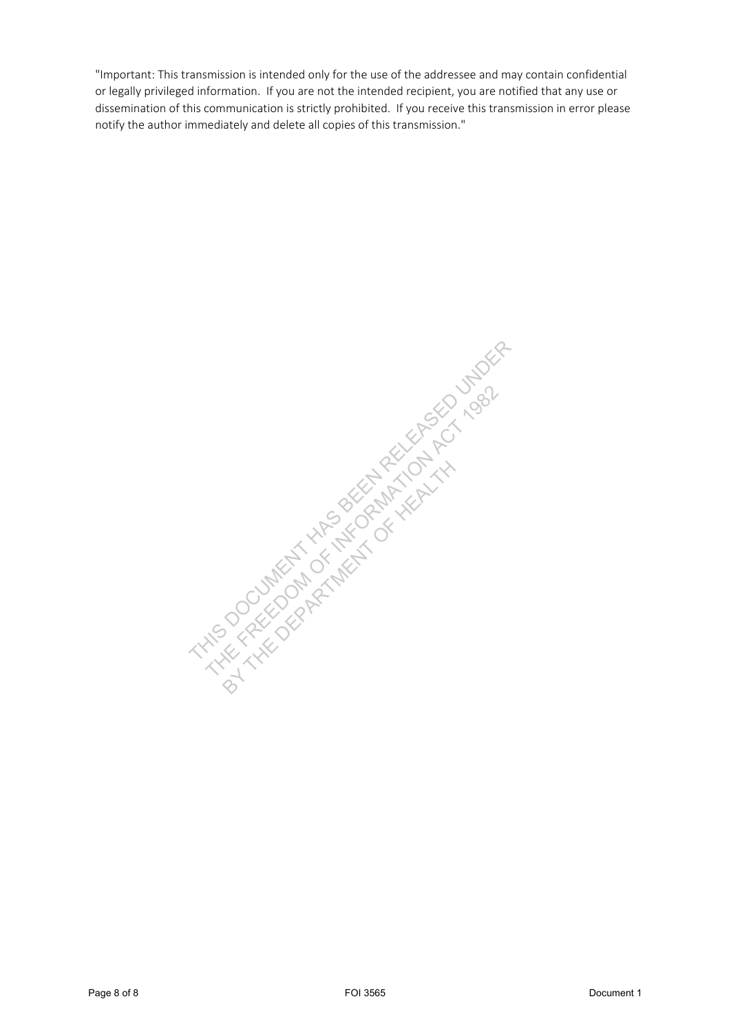"Important: This transmission is intended only for the use of the addressee and may contain confidential or legally privileged information. If you are not the intended recipient, you are notified that any use or dissemination of this communication is strictly prohibited. If you receive this transmission in error please notify the author immediately and delete all copies of this transmission."

THIS DOCUMENT HAS BEEN RELEASED UNDER THE FREEDOM OF INFORMATION ACT 1982 BY THE DEPARTMENT OF HEALTH